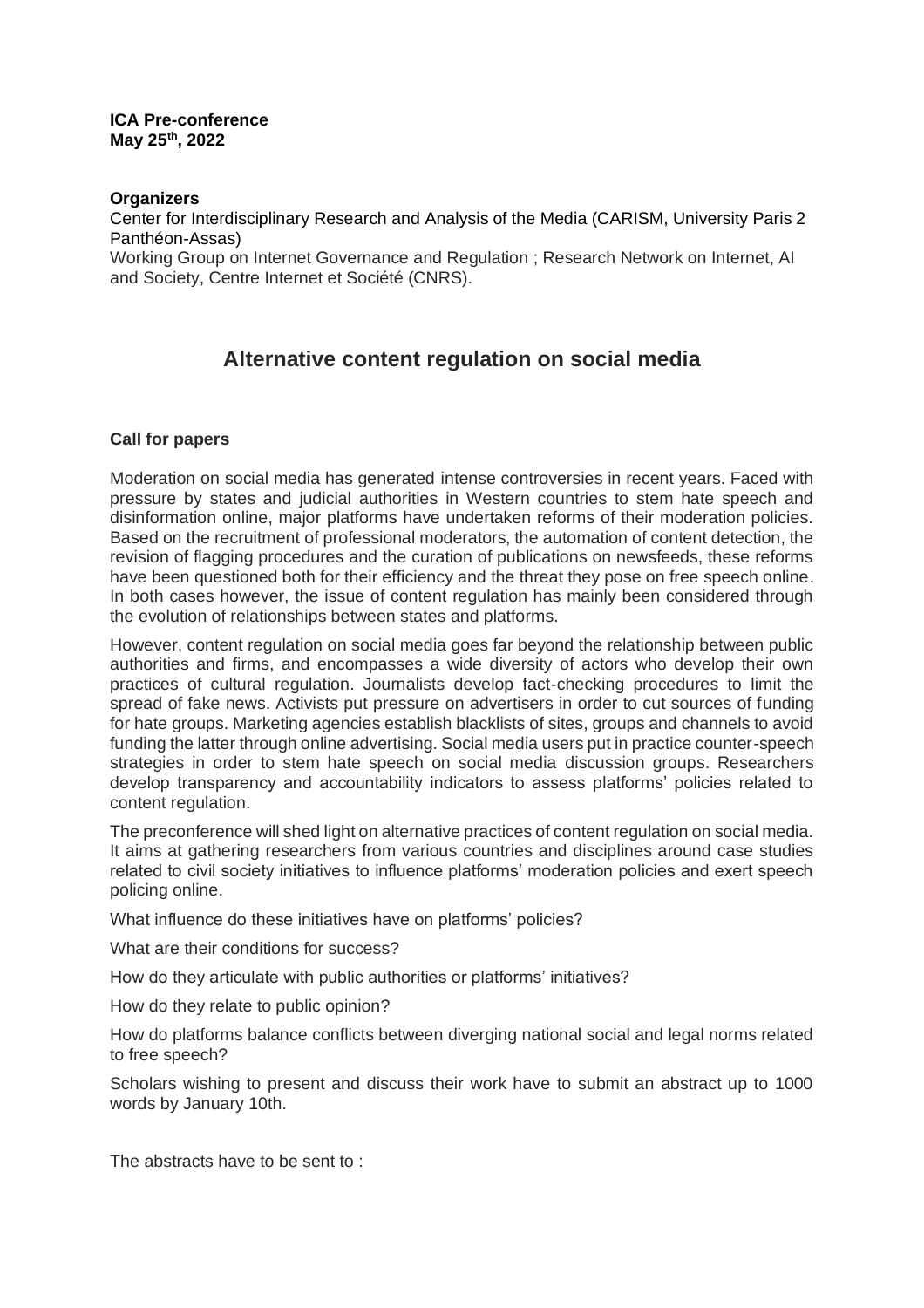**ICA Pre-conference**
**May 25th, 2022**

**Organizers**

Center for Interdisciplinary Research and Analysis of the Media (CARISM, University Paris 2 Panthéon-Assas)

Working Group on Internet Governance and Regulation ; Research Network on Internet, AI and Society, Centre Internet et Société (CNRS).

# Alternative content regulation on social media

**Call for papers**

Moderation on social media has generated intense controversies in recent years. Faced with pressure by states and judicial authorities in Western countries to stem hate speech and disinformation online, major platforms have undertaken reforms of their moderation policies. Based on the recruitment of professional moderators, the automation of content detection, the revision of flagging procedures and the curation of publications on newsfeeds, these reforms have been questioned both for their efficiency and the threat they pose on free speech online. In both cases however, the issue of content regulation has mainly been considered through the evolution of relationships between states and platforms.

However, content regulation on social media goes far beyond the relationship between public authorities and firms, and encompasses a wide diversity of actors who develop their own practices of cultural regulation. Journalists develop fact-checking procedures to limit the spread of fake news. Activists put pressure on advertisers in order to cut sources of funding for hate groups. Marketing agencies establish blacklists of sites, groups and channels to avoid funding the latter through online advertising. Social media users put in practice counter-speech strategies in order to stem hate speech on social media discussion groups. Researchers develop transparency and accountability indicators to assess platforms' policies related to content regulation.

The preconference will shed light on alternative practices of content regulation on social media. It aims at gathering researchers from various countries and disciplines around case studies related to civil society initiatives to influence platforms' moderation policies and exert speech policing online.

What influence do these initiatives have on platforms' policies?

What are their conditions for success?

How do they articulate with public authorities or platforms' initiatives?

How do they relate to public opinion?

How do platforms balance conflicts between diverging national social and legal norms related to free speech?

Scholars wishing to present and discuss their work have to submit an abstract up to 1000 words by January 10th.

The abstracts have to be sent to :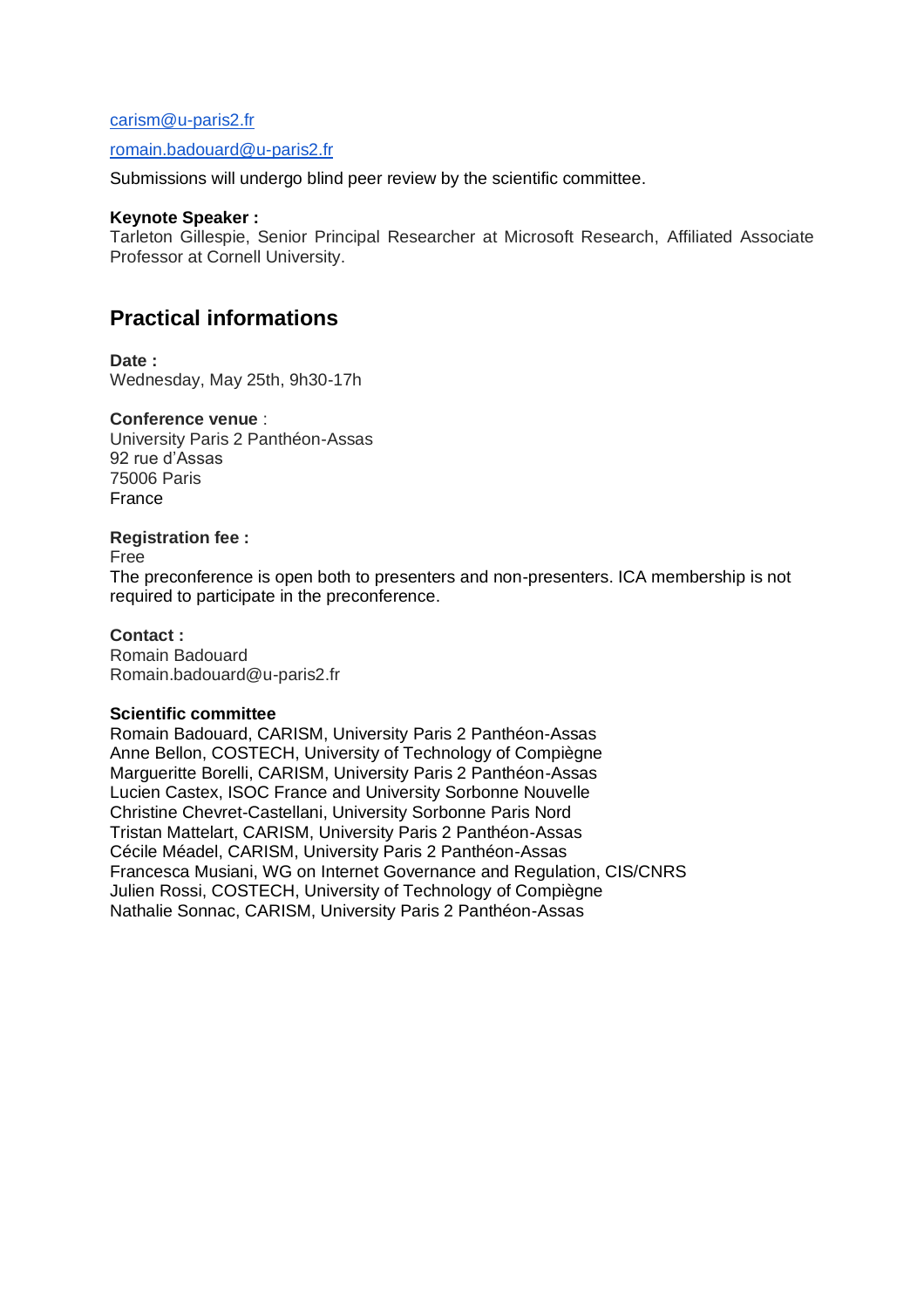carism@u-paris2.fr

romain.badouard@u-paris2.fr

Submissions will undergo blind peer review by the scientific committee.

**Keynote Speaker :**
Tarleton Gillespie, Senior Principal Researcher at Microsoft Research, Affiliated Associate Professor at Cornell University.

## Practical informations

**Date :**
Wednesday, May 25th, 9h30-17h

**Conference venue** :
University Paris 2 Panthéon-Assas
92 rue d'Assas
75006 Paris
France

**Registration fee :**
Free
The preconference is open both to presenters and non-presenters. ICA membership is not required to participate in the preconference.

**Contact :**
Romain Badouard
Romain.badouard@u-paris2.fr

**Scientific committee**
Romain Badouard, CARISM, University Paris 2 Panthéon-Assas
Anne Bellon, COSTECH, University of Technology of Compiègne
Margueritte Borelli, CARISM, University Paris 2 Panthéon-Assas
Lucien Castex, ISOC France and University Sorbonne Nouvelle
Christine Chevret-Castellani, University Sorbonne Paris Nord
Tristan Mattelart, CARISM, University Paris 2 Panthéon-Assas
Cécile Méadel, CARISM, University Paris 2 Panthéon-Assas
Francesca Musiani, WG on Internet Governance and Regulation, CIS/CNRS
Julien Rossi, COSTECH, University of Technology of Compiègne
Nathalie Sonnac, CARISM, University Paris 2 Panthéon-Assas